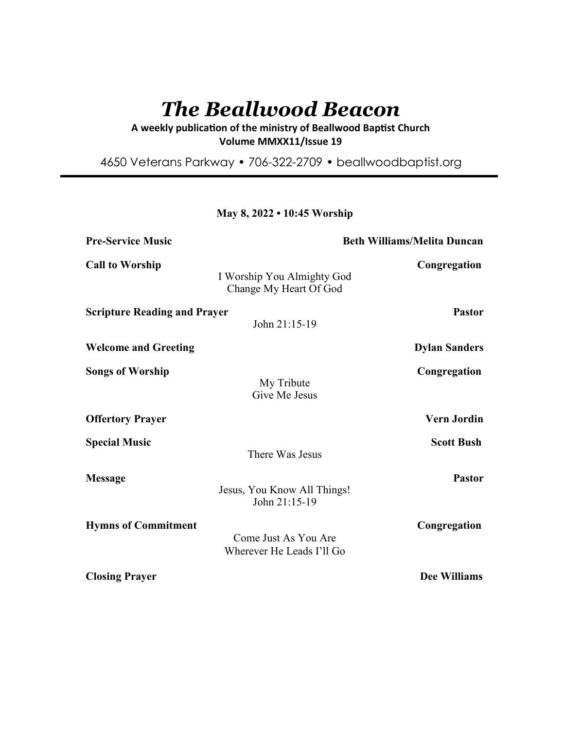# *The Beallwood Beacon*

**A weekly publication of the ministry of Beallwood Baptist Church**
**Volume MMXX11/Issue 19**

4650 Veterans Parkway • 706-322-2709 • beallwoodbaptist.org

---

**May 8, 2022 • 10:45 Worship**

**Pre-Service Music** — **Beth Williams/Melita Duncan**

**Call to Worship** — **Congregation**
I Worship You Almighty God
Change My Heart Of God

**Scripture Reading and Prayer** — **Pastor**
John 21:15-19

**Welcome and Greeting** — **Dylan Sanders**

**Songs of Worship** — **Congregation**
My Tribute
Give Me Jesus

**Offertory Prayer** — **Vern Jordin**

**Special Music** — **Scott Bush**
There Was Jesus

**Message** — **Pastor**
Jesus, You Know All Things!
John 21:15-19

**Hymns of Commitment** — **Congregation**
Come Just As You Are
Wherever He Leads I'll Go

**Closing Prayer** — **Dee Williams**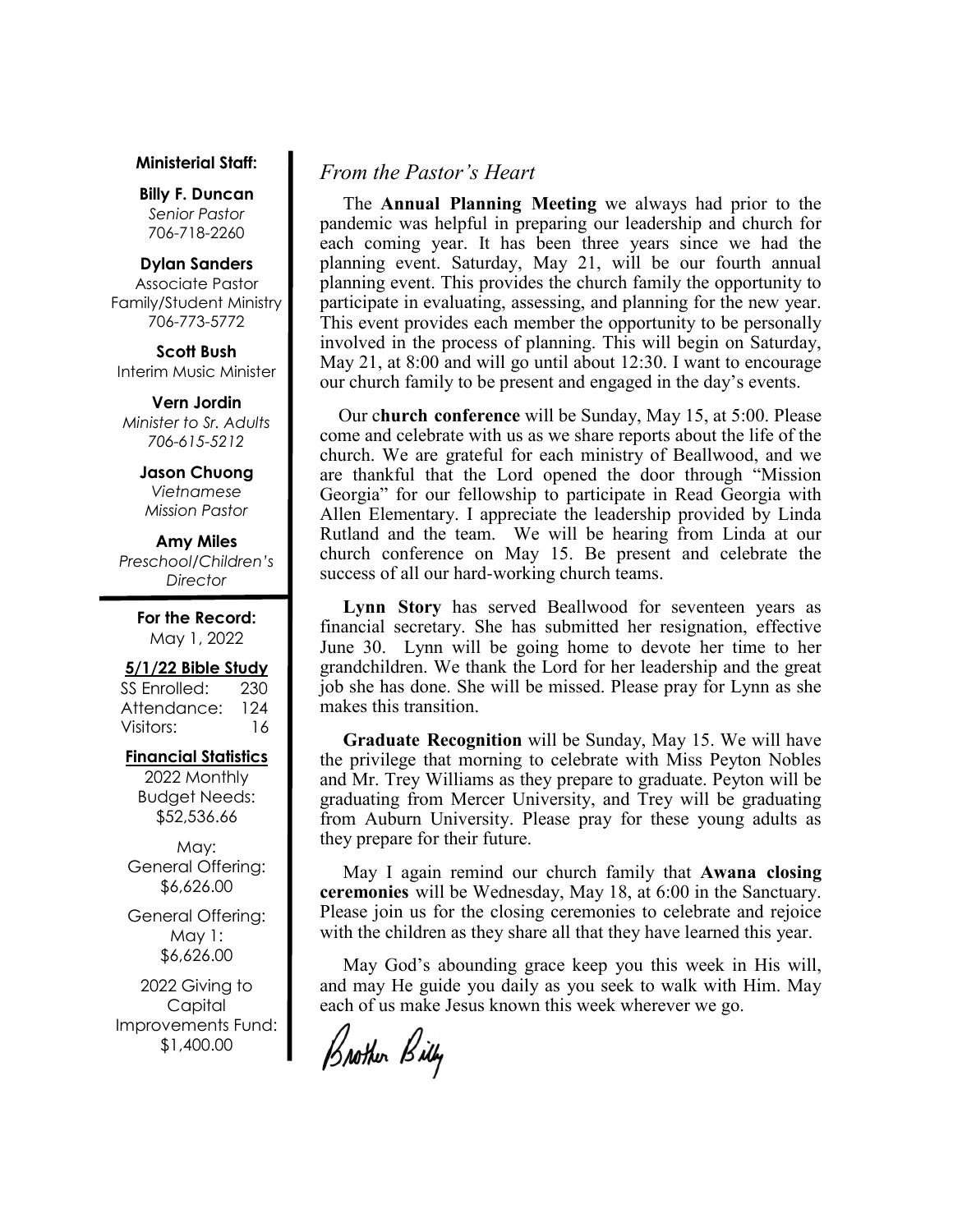**Ministerial Staff:**

**Billy F. Duncan**
*Senior Pastor*
706-718-2260

**Dylan Sanders**
Associate Pastor
Family/Student Ministry
706-773-5772

**Scott Bush**
Interim Music Minister

**Vern Jordin**
*Minister to Sr. Adults*
*706-615-5212*

**Jason Chuong**
*Vietnamese*
*Mission Pastor*

**Amy Miles**
*Preschool/Children's*
*Director*

**For the Record:**
May 1, 2022

**5/1/22 Bible Study**

| | |
|---|---|
| SS Enrolled: | 230 |
| Attendance: | 124 |
| Visitors: | 16 |

**Financial Statistics**

2022 Monthly Budget Needs:
$52,536.66

May:
General Offering:
$6,626.00

General Offering:
May 1:
$6,626.00

2022 Giving to Capital Improvements Fund:
$1,400.00

## *From the Pastor's Heart*

The **Annual Planning Meeting** we always had prior to the pandemic was helpful in preparing our leadership and church for each coming year. It has been three years since we had the planning event. Saturday, May 21, will be our fourth annual planning event. This provides the church family the opportunity to participate in evaluating, assessing, and planning for the new year. This event provides each member the opportunity to be personally involved in the process of planning. This will begin on Saturday, May 21, at 8:00 and will go until about 12:30. I want to encourage our church family to be present and engaged in the day's events.

Our **church conference** will be Sunday, May 15, at 5:00. Please come and celebrate with us as we share reports about the life of the church. We are grateful for each ministry of Beallwood, and we are thankful that the Lord opened the door through "Mission Georgia" for our fellowship to participate in Read Georgia with Allen Elementary. I appreciate the leadership provided by Linda Rutland and the team. We will be hearing from Linda at our church conference on May 15. Be present and celebrate the success of all our hard-working church teams.

**Lynn Story** has served Beallwood for seventeen years as financial secretary. She has submitted her resignation, effective June 30. Lynn will be going home to devote her time to her grandchildren. We thank the Lord for her leadership and the great job she has done. She will be missed. Please pray for Lynn as she makes this transition.

**Graduate Recognition** will be Sunday, May 15. We will have the privilege that morning to celebrate with Miss Peyton Nobles and Mr. Trey Williams as they prepare to graduate. Peyton will be graduating from Mercer University, and Trey will be graduating from Auburn University. Please pray for these young adults as they prepare for their future.

May I again remind our church family that **Awana closing ceremonies** will be Wednesday, May 18, at 6:00 in the Sanctuary. Please join us for the closing ceremonies to celebrate and rejoice with the children as they share all that they have learned this year.

May God's abounding grace keep you this week in His will, and may He guide you daily as you seek to walk with Him. May each of us make Jesus known this week wherever we go.

Brother Billy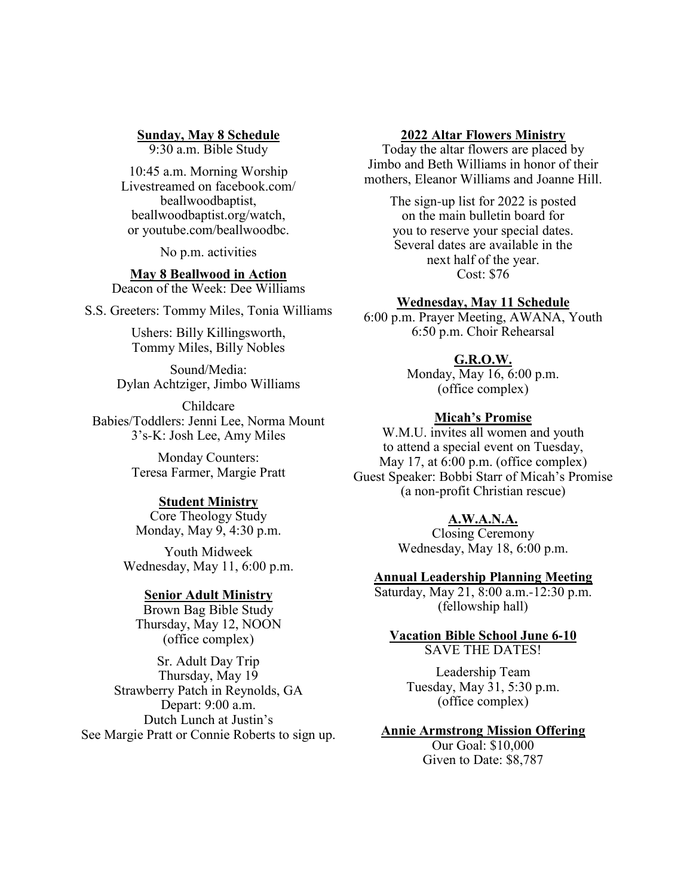## Sunday, May 8 Schedule

9:30 a.m. Bible Study

10:45 a.m. Morning Worship
Livestreamed on facebook.com/beallwoodbaptist, beallwoodbaptist.org/watch, or youtube.com/beallwoodbc.

No p.m. activities

## May 8 Beallwood in Action

Deacon of the Week: Dee Williams

S.S. Greeters: Tommy Miles, Tonia Williams

Ushers: Billy Killingsworth, Tommy Miles, Billy Nobles

Sound/Media:
Dylan Achtziger, Jimbo Williams

Childcare
Babies/Toddlers: Jenni Lee, Norma Mount
3's-K: Josh Lee, Amy Miles

Monday Counters:
Teresa Farmer, Margie Pratt

## Student Ministry

Core Theology Study
Monday, May 9, 4:30 p.m.

Youth Midweek
Wednesday, May 11, 6:00 p.m.

## Senior Adult Ministry

Brown Bag Bible Study
Thursday, May 12, NOON
(office complex)

Sr. Adult Day Trip
Thursday, May 19
Strawberry Patch in Reynolds, GA
Depart: 9:00 a.m.
Dutch Lunch at Justin's
See Margie Pratt or Connie Roberts to sign up.

## 2022 Altar Flowers Ministry

Today the altar flowers are placed by Jimbo and Beth Williams in honor of their mothers, Eleanor Williams and Joanne Hill.

The sign-up list for 2022 is posted on the main bulletin board for you to reserve your special dates. Several dates are available in the next half of the year.
Cost: $76

## Wednesday, May 11 Schedule

6:00 p.m. Prayer Meeting, AWANA, Youth
6:50 p.m. Choir Rehearsal

## G.R.O.W.

Monday, May 16, 6:00 p.m.
(office complex)

## Micah's Promise

W.M.U. invites all women and youth to attend a special event on Tuesday, May 17, at 6:00 p.m. (office complex)
Guest Speaker: Bobbi Starr of Micah's Promise
(a non-profit Christian rescue)

## A.W.A.N.A.

Closing Ceremony
Wednesday, May 18, 6:00 p.m.

## Annual Leadership Planning Meeting

Saturday, May 21, 8:00 a.m.-12:30 p.m.
(fellowship hall)

## Vacation Bible School June 6-10

SAVE THE DATES!

Leadership Team
Tuesday, May 31, 5:30 p.m.
(office complex)

## Annie Armstrong Mission Offering

Our Goal: $10,000
Given to Date: $8,787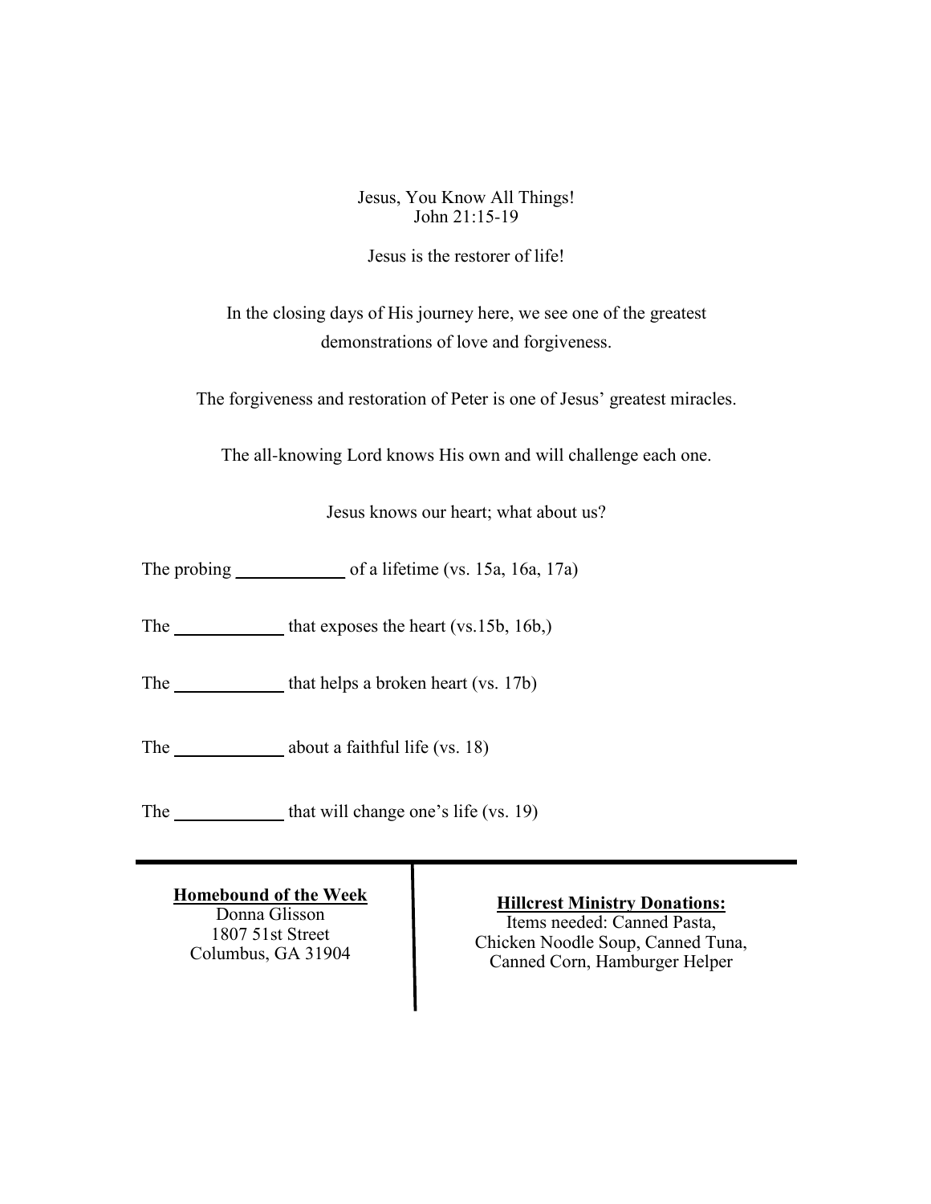Jesus, You Know All Things!
John 21:15-19

Jesus is the restorer of life!

In the closing days of His journey here, we see one of the greatest demonstrations of love and forgiveness.

The forgiveness and restoration of Peter is one of Jesus' greatest miracles.

The all-knowing Lord knows His own and will challenge each one.

Jesus knows our heart; what about us?

The probing ____________ of a lifetime (vs. 15a, 16a, 17a)

The ____________ that exposes the heart (vs.15b, 16b,)

The ____________ that helps a broken heart (vs. 17b)

The ____________ about a faithful life (vs. 18)

The ____________ that will change one's life (vs. 19)

---

**Homebound of the Week**
Donna Glisson
1807 51st Street
Columbus, GA 31904

**Hillcrest Ministry Donations:**
Items needed: Canned Pasta, Chicken Noodle Soup, Canned Tuna, Canned Corn, Hamburger Helper